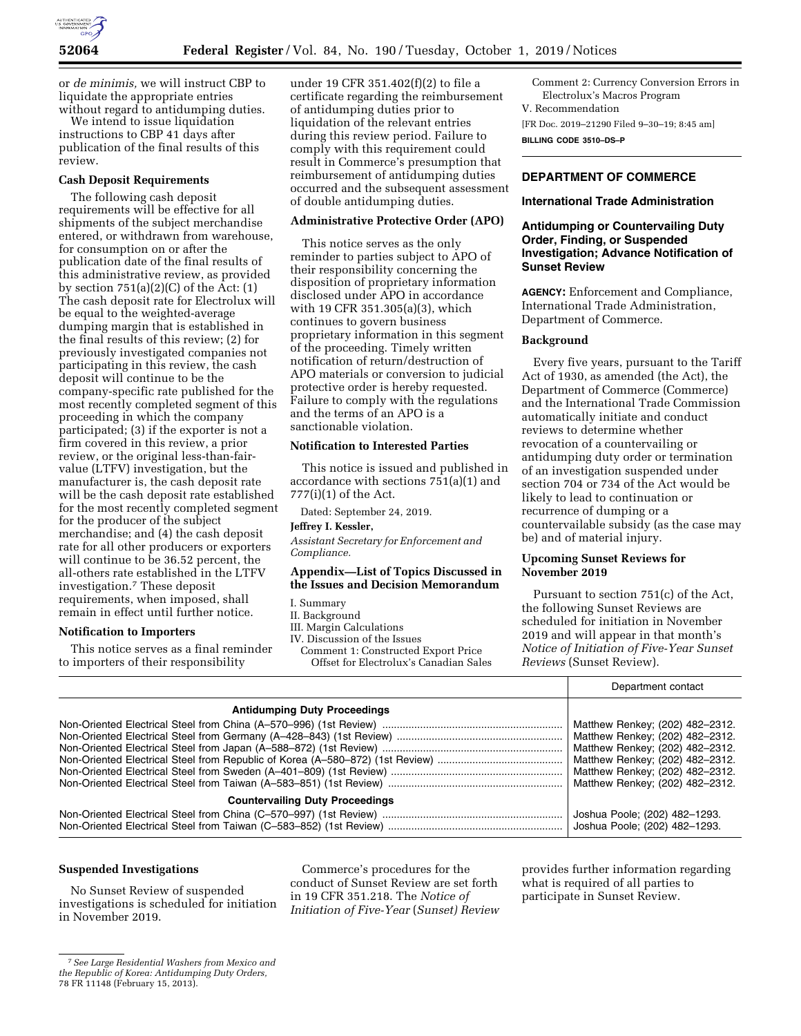or *de minimis,* we will instruct CBP to liquidate the appropriate entries without regard to antidumping duties.

We intend to issue liquidation instructions to CBP 41 days after publication of the final results of this review.

**Cash Deposit Requirements**

The following cash deposit requirements will be effective for all shipments of the subject merchandise entered, or withdrawn from warehouse, for consumption on or after the publication date of the final results of this administrative review, as provided by section 751(a)(2)(C) of the Act: (1) The cash deposit rate for Electrolux will be equal to the weighted-average dumping margin that is established in the final results of this review; (2) for previously investigated companies not participating in this review, the cash deposit will continue to be the company-specific rate published for the most recently completed segment of this proceeding in which the company participated; (3) if the exporter is not a firm covered in this review, a prior review, or the original less-than-fair-value (LTFV) investigation, but the manufacturer is, the cash deposit rate will be the cash deposit rate established for the most recently completed segment for the producer of the subject merchandise; and (4) the cash deposit rate for all other producers or exporters will continue to be 36.52 percent, the all-others rate established in the LTFV investigation.[7] These deposit requirements, when imposed, shall remain in effect until further notice.

**Notification to Importers**

This notice serves as a final reminder to importers of their responsibility under 19 CFR 351.402(f)(2) to file a certificate regarding the reimbursement of antidumping duties prior to liquidation of the relevant entries during this review period. Failure to comply with this requirement could result in Commerce's presumption that reimbursement of antidumping duties occurred and the subsequent assessment of double antidumping duties.

**Administrative Protective Order (APO)**

This notice serves as the only reminder to parties subject to APO of their responsibility concerning the disposition of proprietary information disclosed under APO in accordance with 19 CFR 351.305(a)(3), which continues to govern business proprietary information in this segment of the proceeding. Timely written notification of return/destruction of APO materials or conversion to judicial protective order is hereby requested. Failure to comply with the regulations and the terms of an APO is a sanctionable violation.

**Notification to Interested Parties**

This notice is issued and published in accordance with sections 751(a)(1) and 777(i)(1) of the Act.

Dated: September 24, 2019.

**Jeffrey I. Kessler,**

*Assistant Secretary for Enforcement and Compliance.*

**Appendix—List of Topics Discussed in the Issues and Decision Memorandum**

I. Summary
II. Background
III. Margin Calculations
IV. Discussion of the Issues
Comment 1: Constructed Export Price Offset for Electrolux's Canadian Sales
Comment 2: Currency Conversion Errors in Electrolux's Macros Program
V. Recommendation

[FR Doc. 2019–21290 Filed 9–30–19; 8:45 am]

**BILLING CODE 3510–DS–P**

## DEPARTMENT OF COMMERCE

### International Trade Administration

### Antidumping or Countervailing Duty Order, Finding, or Suspended Investigation; Advance Notification of Sunset Review

**AGENCY:** Enforcement and Compliance, International Trade Administration, Department of Commerce.

**Background**

Every five years, pursuant to the Tariff Act of 1930, as amended (the Act), the Department of Commerce (Commerce) and the International Trade Commission automatically initiate and conduct reviews to determine whether revocation of a countervailing or antidumping duty order or termination of an investigation suspended under section 704 or 734 of the Act would be likely to lead to continuation or recurrence of dumping or a countervailable subsidy (as the case may be) and of material injury.

**Upcoming Sunset Reviews for November 2019**

Pursuant to section 751(c) of the Act, the following Sunset Reviews are scheduled for initiation in November 2019 and will appear in that month's *Notice of Initiation of Five-Year Sunset Reviews* (Sunset Review).

| | Department contact |
|---|---|
| **Antidumping Duty Proceedings** | |
| Non-Oriented Electrical Steel from China (A–570–996) (1st Review) | Matthew Renkey; (202) 482–2312. |
| Non-Oriented Electrical Steel from Germany (A–428–843) (1st Review) | Matthew Renkey; (202) 482–2312. |
| Non-Oriented Electrical Steel from Japan (A–588–872) (1st Review) | Matthew Renkey; (202) 482–2312. |
| Non-Oriented Electrical Steel from Republic of Korea (A–580–872) (1st Review) | Matthew Renkey; (202) 482–2312. |
| Non-Oriented Electrical Steel from Sweden (A–401–809) (1st Review) | Matthew Renkey; (202) 482–2312. |
| Non-Oriented Electrical Steel from Taiwan (A–583–851) (1st Review) | Matthew Renkey; (202) 482–2312. |
| **Countervailing Duty Proceedings** | |
| Non-Oriented Electrical Steel from China (C–570–997) (1st Review) | Joshua Poole; (202) 482–1293. |
| Non-Oriented Electrical Steel from Taiwan (C–583–852) (1st Review) | Joshua Poole; (202) 482–1293. |

**Suspended Investigations**

No Sunset Review of suspended investigations is scheduled for initiation in November 2019.

Commerce's procedures for the conduct of Sunset Review are set forth in 19 CFR 351.218. The *Notice of Initiation of Five-Year* (*Sunset*) *Review* provides further information regarding what is required of all parties to participate in Sunset Review.

[7] *See Large Residential Washers from Mexico and the Republic of Korea: Antidumping Duty Orders,* 78 FR 11148 (February 15, 2013).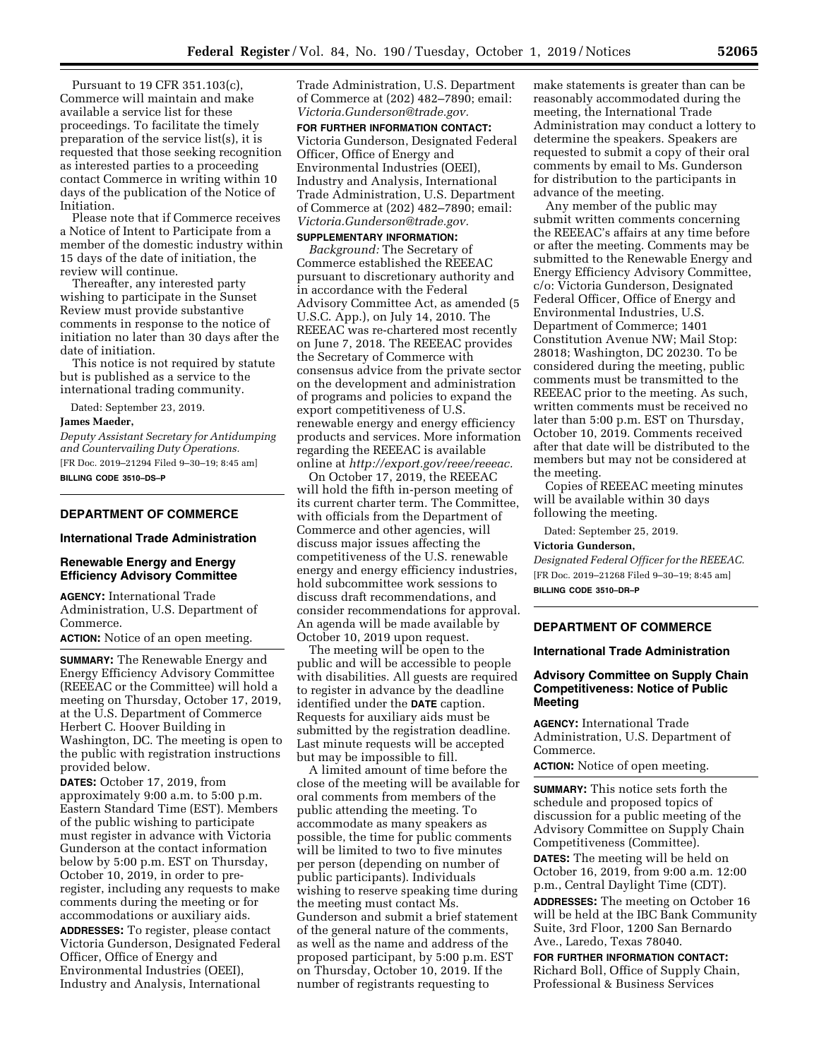Pursuant to 19 CFR 351.103(c), Commerce will maintain and make available a service list for these proceedings. To facilitate the timely preparation of the service list(s), it is requested that those seeking recognition as interested parties to a proceeding contact Commerce in writing within 10 days of the publication of the Notice of Initiation.

Please note that if Commerce receives a Notice of Intent to Participate from a member of the domestic industry within 15 days of the date of initiation, the review will continue.

Thereafter, any interested party wishing to participate in the Sunset Review must provide substantive comments in response to the notice of initiation no later than 30 days after the date of initiation.

This notice is not required by statute but is published as a service to the international trading community.

Dated: September 23, 2019.

**James Maeder,**

*Deputy Assistant Secretary for Antidumping and Countervailing Duty Operations.*

[FR Doc. 2019–21294 Filed 9–30–19; 8:45 am]

**BILLING CODE 3510–DS–P**

---

## DEPARTMENT OF COMMERCE

### International Trade Administration

### Renewable Energy and Energy Efficiency Advisory Committee

**AGENCY:** International Trade Administration, U.S. Department of Commerce.

**ACTION:** Notice of an open meeting.

**SUMMARY:** The Renewable Energy and Energy Efficiency Advisory Committee (REEEAC or the Committee) will hold a meeting on Thursday, October 17, 2019, at the U.S. Department of Commerce Herbert C. Hoover Building in Washington, DC. The meeting is open to the public with registration instructions provided below.

**DATES:** October 17, 2019, from approximately 9:00 a.m. to 5:00 p.m. Eastern Standard Time (EST). Members of the public wishing to participate must register in advance with Victoria Gunderson at the contact information below by 5:00 p.m. EST on Thursday, October 10, 2019, in order to pre-register, including any requests to make comments during the meeting or for accommodations or auxiliary aids.

**ADDRESSES:** To register, please contact Victoria Gunderson, Designated Federal Officer, Office of Energy and Environmental Industries (OEEI), Industry and Analysis, International Trade Administration, U.S. Department of Commerce at (202) 482–7890; email: *Victoria.Gunderson@trade.gov.*

**FOR FURTHER INFORMATION CONTACT:** Victoria Gunderson, Designated Federal Officer, Office of Energy and Environmental Industries (OEEI), Industry and Analysis, International Trade Administration, U.S. Department of Commerce at (202) 482–7890; email: *Victoria.Gunderson@trade.gov.*

**SUPPLEMENTARY INFORMATION:**

*Background:* The Secretary of Commerce established the REEEAC pursuant to discretionary authority and in accordance with the Federal Advisory Committee Act, as amended (5 U.S.C. App.), on July 14, 2010. The REEEAC was re-chartered most recently on June 7, 2018. The REEEAC provides the Secretary of Commerce with consensus advice from the private sector on the development and administration of programs and policies to expand the export competitiveness of U.S. renewable energy and energy efficiency products and services. More information regarding the REEEAC is available online at *http://export.gov/reee/reeeac.*

On October 17, 2019, the REEEAC will hold the fifth in-person meeting of its current charter term. The Committee, with officials from the Department of Commerce and other agencies, will discuss major issues affecting the competitiveness of the U.S. renewable energy and energy efficiency industries, hold subcommittee work sessions to discuss draft recommendations, and consider recommendations for approval. An agenda will be made available by October 10, 2019 upon request.

The meeting will be open to the public and will be accessible to people with disabilities. All guests are required to register in advance by the deadline identified under the **DATE** caption. Requests for auxiliary aids must be submitted by the registration deadline. Last minute requests will be accepted but may be impossible to fill.

A limited amount of time before the close of the meeting will be available for oral comments from members of the public attending the meeting. To accommodate as many speakers as possible, the time for public comments will be limited to two to five minutes per person (depending on number of public participants). Individuals wishing to reserve speaking time during the meeting must contact Ms. Gunderson and submit a brief statement of the general nature of the comments, as well as the name and address of the proposed participant, by 5:00 p.m. EST on Thursday, October 10, 2019. If the number of registrants requesting to make statements is greater than can be reasonably accommodated during the meeting, the International Trade Administration may conduct a lottery to determine the speakers. Speakers are requested to submit a copy of their oral comments by email to Ms. Gunderson for distribution to the participants in advance of the meeting.

Any member of the public may submit written comments concerning the REEEAC's affairs at any time before or after the meeting. Comments may be submitted to the Renewable Energy and Energy Efficiency Advisory Committee, c/o: Victoria Gunderson, Designated Federal Officer, Office of Energy and Environmental Industries, U.S. Department of Commerce; 1401 Constitution Avenue NW; Mail Stop: 28018; Washington, DC 20230. To be considered during the meeting, public comments must be transmitted to the REEEAC prior to the meeting. As such, written comments must be received no later than 5:00 p.m. EST on Thursday, October 10, 2019. Comments received after that date will be distributed to the members but may not be considered at the meeting.

Copies of REEEAC meeting minutes will be available within 30 days following the meeting.

Dated: September 25, 2019.

**Victoria Gunderson,**

*Designated Federal Officer for the REEEAC.*

[FR Doc. 2019–21268 Filed 9–30–19; 8:45 am]

**BILLING CODE 3510–DR–P**

---

## DEPARTMENT OF COMMERCE

### International Trade Administration

### Advisory Committee on Supply Chain Competitiveness: Notice of Public Meeting

**AGENCY:** International Trade Administration, U.S. Department of Commerce.

**ACTION:** Notice of open meeting.

**SUMMARY:** This notice sets forth the schedule and proposed topics of discussion for a public meeting of the Advisory Committee on Supply Chain Competitiveness (Committee).

**DATES:** The meeting will be held on October 16, 2019, from 9:00 a.m. to 12:00 p.m., Central Daylight Time (CDT).

**ADDRESSES:** The meeting on October 16 will be held at the IBC Bank Community Suite, 3rd Floor, 1200 San Bernardo Ave., Laredo, Texas 78040.

**FOR FURTHER INFORMATION CONTACT:** Richard Boll, Office of Supply Chain, Professional & Business Services